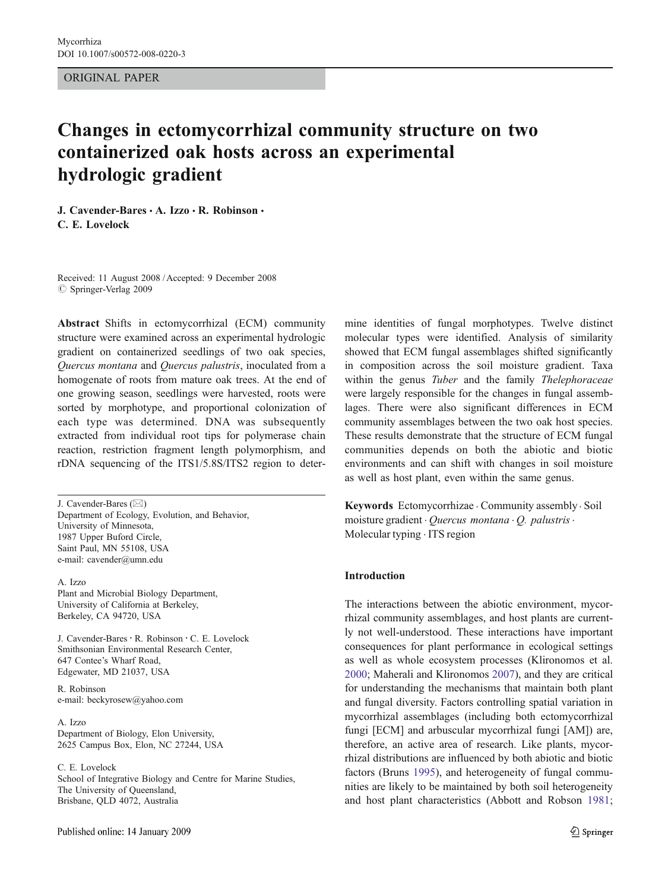Mycorrhiza
DOI 10.1007/s00572-008-0220-3

ORIGINAL PAPER

# Changes in ectomycorrhizal community structure on two containerized oak hosts across an experimental hydrologic gradient

**J. Cavender-Bares · A. Izzo · R. Robinson · C. E. Lovelock**

Received: 11 August 2008 / Accepted: 9 December 2008
© Springer-Verlag 2009

**Abstract** Shifts in ectomycorrhizal (ECM) community structure were examined across an experimental hydrologic gradient on containerized seedlings of two oak species, *Quercus montana* and *Quercus palustris*, inoculated from a homogenate of roots from mature oak trees. At the end of one growing season, seedlings were harvested, roots were sorted by morphotype, and proportional colonization of each type was determined. DNA was subsequently extracted from individual root tips for polymerase chain reaction, restriction fragment length polymorphism, and rDNA sequencing of the ITS1/5.8S/ITS2 region to determine identities of fungal morphotypes. Twelve distinct molecular types were identified. Analysis of similarity showed that ECM fungal assemblages shifted significantly in composition across the soil moisture gradient. Taxa within the genus *Tuber* and the family *Thelephoraceae* were largely responsible for the changes in fungal assemblages. There were also significant differences in ECM community assemblages between the two oak host species. These results demonstrate that the structure of ECM fungal communities depends on both the abiotic and biotic environments and can shift with changes in soil moisture as well as host plant, even within the same genus.

**Keywords** Ectomycorrhizae · Community assembly · Soil moisture gradient · *Quercus montana* · *Q. palustris* · Molecular typing · ITS region

J. Cavender-Bares (✉)
Department of Ecology, Evolution, and Behavior,
University of Minnesota,
1987 Upper Buford Circle,
Saint Paul, MN 55108, USA
e-mail: cavender@umn.edu

A. Izzo
Plant and Microbial Biology Department,
University of California at Berkeley,
Berkeley, CA 94720, USA

J. Cavender-Bares · R. Robinson · C. E. Lovelock
Smithsonian Environmental Research Center,
647 Contee's Wharf Road,
Edgewater, MD 21037, USA

R. Robinson
e-mail: beckyrosew@yahoo.com

A. Izzo
Department of Biology, Elon University,
2625 Campus Box, Elon, NC 27244, USA

C. E. Lovelock
School of Integrative Biology and Centre for Marine Studies,
The University of Queensland,
Brisbane, QLD 4072, Australia

## Introduction

The interactions between the abiotic environment, mycorrhizal community assemblages, and host plants are currently not well-understood. These interactions have important consequences for plant performance in ecological settings as well as whole ecosystem processes (Klironomos et al. 2000; Maherali and Klironomos 2007), and they are critical for understanding the mechanisms that maintain both plant and fungal diversity. Factors controlling spatial variation in mycorrhizal assemblages (including both ectomycorrhizal fungi [ECM] and arbuscular mycorrhizal fungi [AM]) are, therefore, an active area of research. Like plants, mycorrhizal distributions are influenced by both abiotic and biotic factors (Bruns 1995), and heterogeneity of fungal communities are likely to be maintained by both soil heterogeneity and host plant characteristics (Abbott and Robson 1981;

Published online: 14 January 2009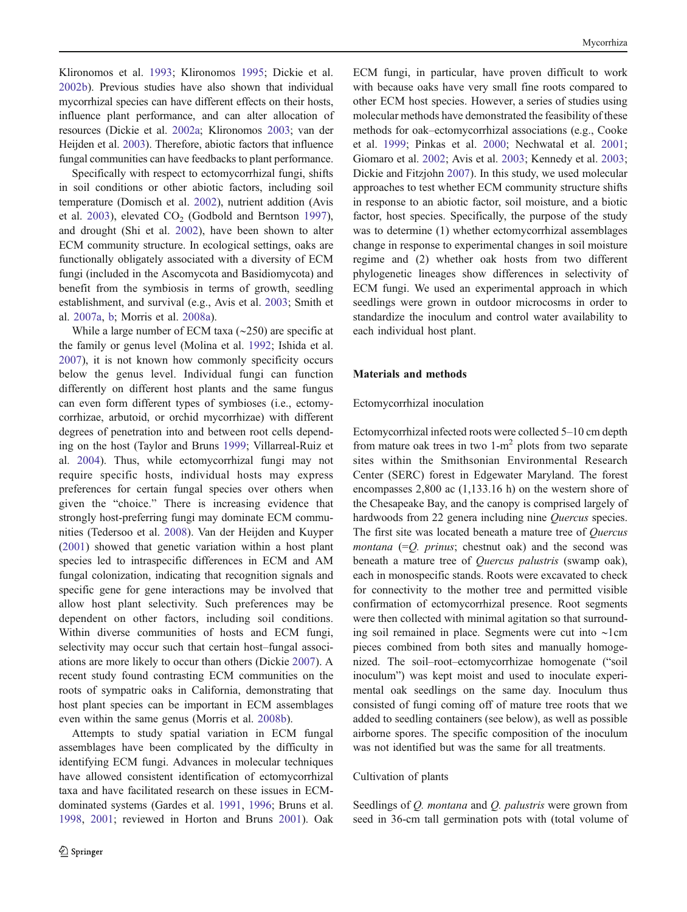Klironomos et al. 1993; Klironomos 1995; Dickie et al. 2002b). Previous studies have also shown that individual mycorrhizal species can have different effects on their hosts, influence plant performance, and can alter allocation of resources (Dickie et al. 2002a; Klironomos 2003; van der Heijden et al. 2003). Therefore, abiotic factors that influence fungal communities can have feedbacks to plant performance.

Specifically with respect to ectomycorrhizal fungi, shifts in soil conditions or other abiotic factors, including soil temperature (Domisch et al. 2002), nutrient addition (Avis et al. 2003), elevated $CO_2$ (Godbold and Berntson 1997), and drought (Shi et al. 2002), have been shown to alter ECM community structure. In ecological settings, oaks are functionally obligately associated with a diversity of ECM fungi (included in the Ascomycota and Basidiomycota) and benefit from the symbiosis in terms of growth, seedling establishment, and survival (e.g., Avis et al. 2003; Smith et al. 2007a, b; Morris et al. 2008a).

While a large number of ECM taxa (~250) are specific at the family or genus level (Molina et al. 1992; Ishida et al. 2007), it is not known how commonly specificity occurs below the genus level. Individual fungi can function differently on different host plants and the same fungus can even form different types of symbioses (i.e., ectomycorrhizae, arbutoid, or orchid mycorrhizae) with different degrees of penetration into and between root cells depending on the host (Taylor and Bruns 1999; Villarreal-Ruiz et al. 2004). Thus, while ectomycorrhizal fungi may not require specific hosts, individual hosts may express preferences for certain fungal species over others when given the "choice." There is increasing evidence that strongly host-preferring fungi may dominate ECM communities (Tedersoo et al. 2008). Van der Heijden and Kuyper (2001) showed that genetic variation within a host plant species led to intraspecific differences in ECM and AM fungal colonization, indicating that recognition signals and specific gene for gene interactions may be involved that allow host plant selectivity. Such preferences may be dependent on other factors, including soil conditions. Within diverse communities of hosts and ECM fungi, selectivity may occur such that certain host–fungal associations are more likely to occur than others (Dickie 2007). A recent study found contrasting ECM communities on the roots of sympatric oaks in California, demonstrating that host plant species can be important in ECM assemblages even within the same genus (Morris et al. 2008b).

Attempts to study spatial variation in ECM fungal assemblages have been complicated by the difficulty in identifying ECM fungi. Advances in molecular techniques have allowed consistent identification of ectomycorrhizal taxa and have facilitated research on these issues in ECM-dominated systems (Gardes et al. 1991, 1996; Bruns et al. 1998, 2001; reviewed in Horton and Bruns 2001). Oak ECM fungi, in particular, have proven difficult to work with because oaks have very small fine roots compared to other ECM host species. However, a series of studies using molecular methods have demonstrated the feasibility of these methods for oak–ectomycorrhizal associations (e.g., Cooke et al. 1999; Pinkas et al. 2000; Nechwatal et al. 2001; Giomaro et al. 2002; Avis et al. 2003; Kennedy et al. 2003; Dickie and Fitzjohn 2007). In this study, we used molecular approaches to test whether ECM community structure shifts in response to an abiotic factor, soil moisture, and a biotic factor, host species. Specifically, the purpose of the study was to determine (1) whether ectomycorrhizal assemblages change in response to experimental changes in soil moisture regime and (2) whether oak hosts from two different phylogenetic lineages show differences in selectivity of ECM fungi. We used an experimental approach in which seedlings were grown in outdoor microcosms in order to standardize the inoculum and control water availability to each individual host plant.

## Materials and methods

### Ectomycorrhizal inoculation

Ectomycorrhizal infected roots were collected 5–10 cm depth from mature oak trees in two 1-m$^2$ plots from two separate sites within the Smithsonian Environmental Research Center (SERC) forest in Edgewater Maryland. The forest encompasses 2,800 ac (1,133.16 h) on the western shore of the Chesapeake Bay, and the canopy is comprised largely of hardwoods from 22 genera including nine *Quercus* species. The first site was located beneath a mature tree of *Quercus montana* (=*Q. prinus*; chestnut oak) and the second was beneath a mature tree of *Quercus palustris* (swamp oak), each in monospecific stands. Roots were excavated to check for connectivity to the mother tree and permitted visible confirmation of ectomycorrhizal presence. Root segments were then collected with minimal agitation so that surrounding soil remained in place. Segments were cut into ~1cm pieces combined from both sites and manually homogenized. The soil–root–ectomycorrhizae homogenate ("soil inoculum") was kept moist and used to inoculate experimental oak seedlings on the same day. Inoculum thus consisted of fungi coming off of mature tree roots that we added to seedling containers (see below), as well as possible airborne spores. The specific composition of the inoculum was not identified but was the same for all treatments.

### Cultivation of plants

Seedlings of *Q. montana* and *Q. palustris* were grown from seed in 36-cm tall germination pots with (total volume of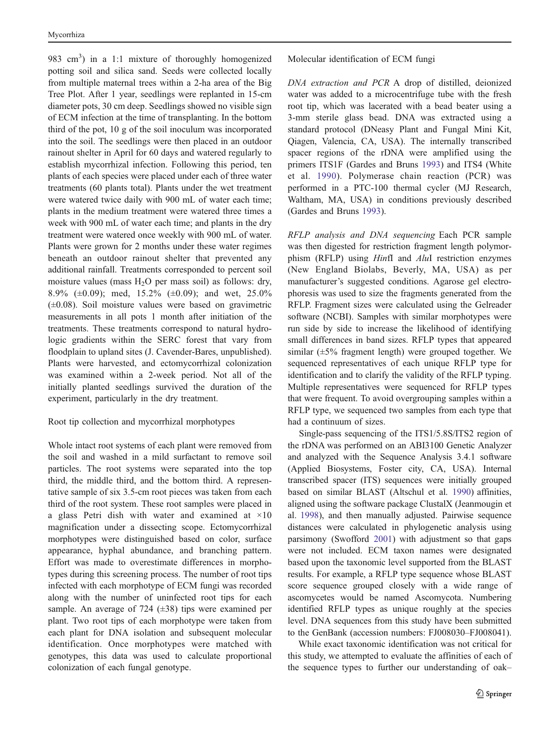983 $cm^3$) in a 1:1 mixture of thoroughly homogenized potting soil and silica sand. Seeds were collected locally from multiple maternal trees within a 2-ha area of the Big Tree Plot. After 1 year, seedlings were replanted in 15-cm diameter pots, 30 cm deep. Seedlings showed no visible sign of ECM infection at the time of transplanting. In the bottom third of the pot, 10 g of the soil inoculum was incorporated into the soil. The seedlings were then placed in an outdoor rainout shelter in April for 60 days and watered regularly to establish mycorrhizal infection. Following this period, ten plants of each species were placed under each of three water treatments (60 plants total). Plants under the wet treatment were watered twice daily with 900 mL of water each time; plants in the medium treatment were watered three times a week with 900 mL of water each time; and plants in the dry treatment were watered once weekly with 900 mL of water. Plants were grown for 2 months under these water regimes beneath an outdoor rainout shelter that prevented any additional rainfall. Treatments corresponded to percent soil moisture values (mass $H_2O$ per mass soil) as follows: dry, 8.9% (±0.09); med, 15.2% (±0.09); and wet, 25.0% (±0.08). Soil moisture values were based on gravimetric measurements in all pots 1 month after initiation of the treatments. These treatments correspond to natural hydrologic gradients within the SERC forest that vary from floodplain to upland sites (J. Cavender-Bares, unpublished). Plants were harvested, and ectomycorrhizal colonization was examined within a 2-week period. Not all of the initially planted seedlings survived the duration of the experiment, particularly in the dry treatment.

### Root tip collection and mycorrhizal morphotypes

Whole intact root systems of each plant were removed from the soil and washed in a mild surfactant to remove soil particles. The root systems were separated into the top third, the middle third, and the bottom third. A representative sample of six 3.5-cm root pieces was taken from each third of the root system. These root samples were placed in a glass Petri dish with water and examined at ×10 magnification under a dissecting scope. Ectomycorrhizal morphotypes were distinguished based on color, surface appearance, hyphal abundance, and branching pattern. Effort was made to overestimate differences in morphotypes during this screening process. The number of root tips infected with each morphotype of ECM fungi was recorded along with the number of uninfected root tips for each sample. An average of 724 (±38) tips were examined per plant. Two root tips of each morphotype were taken from each plant for DNA isolation and subsequent molecular identification. Once morphotypes were matched with genotypes, this data was used to calculate proportional colonization of each fungal genotype.

### Molecular identification of ECM fungi

*DNA extraction and PCR* A drop of distilled, deionized water was added to a microcentrifuge tube with the fresh root tip, which was lacerated with a bead beater using a 3-mm sterile glass bead. DNA was extracted using a standard protocol (DNeasy Plant and Fungal Mini Kit, Qiagen, Valencia, CA, USA). The internally transcribed spacer regions of the rDNA were amplified using the primers ITS1F (Gardes and Bruns 1993) and ITS4 (White et al. 1990). Polymerase chain reaction (PCR) was performed in a PTC-100 thermal cycler (MJ Research, Waltham, MA, USA) in conditions previously described (Gardes and Bruns 1993).

*RFLP analysis and DNA sequencing* Each PCR sample was then digested for restriction fragment length polymorphism (RFLP) using *Hin*fI and *Alu*I restriction enzymes (New England Biolabs, Beverly, MA, USA) as per manufacturer's suggested conditions. Agarose gel electrophoresis was used to size the fragments generated from the RFLP. Fragment sizes were calculated using the Gelreader software (NCBI). Samples with similar morphotypes were run side by side to increase the likelihood of identifying small differences in band sizes. RFLP types that appeared similar (±5% fragment length) were grouped together. We sequenced representatives of each unique RFLP type for identification and to clarify the validity of the RFLP typing. Multiple representatives were sequenced for RFLP types that were frequent. To avoid overgrouping samples within a RFLP type, we sequenced two samples from each type that had a continuum of sizes.

Single-pass sequencing of the ITS1/5.8S/ITS2 region of the rDNA was performed on an ABI3100 Genetic Analyzer and analyzed with the Sequence Analysis 3.4.1 software (Applied Biosystems, Foster city, CA, USA). Internal transcribed spacer (ITS) sequences were initially grouped based on similar BLAST (Altschul et al. 1990) affinities, aligned using the software package ClustalX (Jeanmougin et al. 1998), and then manually adjusted. Pairwise sequence distances were calculated in phylogenetic analysis using parsimony (Swofford 2001) with adjustment so that gaps were not included. ECM taxon names were designated based upon the taxonomic level supported from the BLAST results. For example, a RFLP type sequence whose BLAST score sequence grouped closely with a wide range of ascomycetes would be named Ascomycota. Numbering identified RFLP types as unique roughly at the species level. DNA sequences from this study have been submitted to the GenBank (accession numbers: FJ008030–FJ008041).

While exact taxonomic identification was not critical for this study, we attempted to evaluate the affinities of each of the sequence types to further our understanding of oak–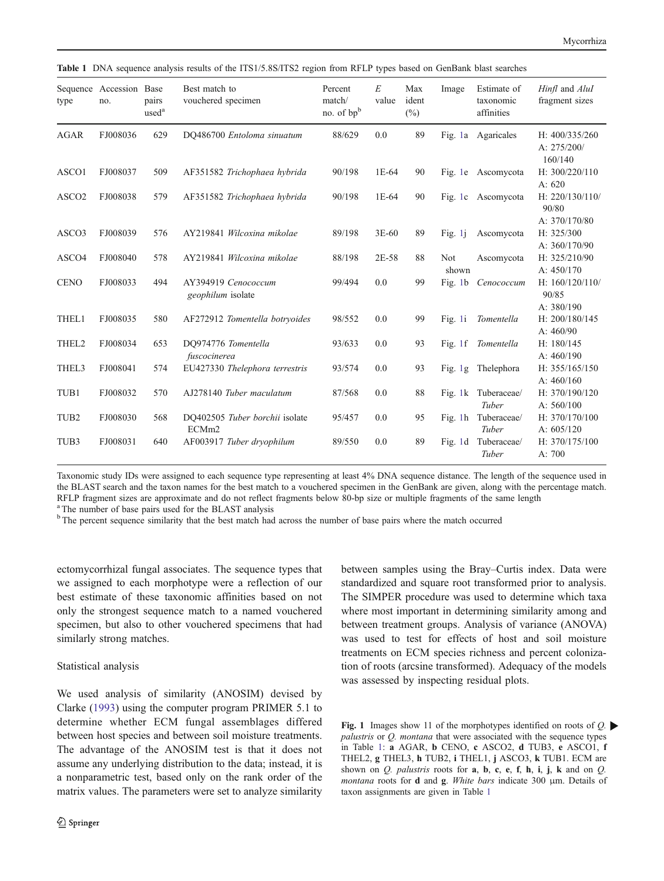**Table 1** DNA sequence analysis results of the ITS1/5.8S/ITS2 region from RFLP types based on GenBank blast searches

| Sequence type | Accession no. | Base pairs used[a] | Best match to vouchered specimen | Percent match/ no. of bp[b] | *E* value | Max ident (%) | Image | Estimate of taxonomic affinities | *Hin*fI and *Alu*I fragment sizes |
|---|---|---|---|---|---|---|---|---|---|
| AGAR | FJ008036 | 629 | DQ486700 *Entoloma sinuatum* | 88/629 | 0.0 | 89 | Fig. 1a | Agaricales | H: 400/335/260 A: 275/200/160/140 |
| ASCO1 | FJ008037 | 509 | AF351582 *Trichophaea hybrida* | 90/198 | 1E-64 | 90 | Fig. 1e | Ascomycota | H: 300/220/110 A: 620 |
| ASCO2 | FJ008038 | 579 | AF351582 *Trichophaea hybrida* | 90/198 | 1E-64 | 90 | Fig. 1c | Ascomycota | H: 220/130/110/90/80 A: 370/170/80 |
| ASCO3 | FJ008039 | 576 | AY219841 *Wilcoxina mikolae* | 89/198 | 3E-60 | 89 | Fig. 1j | Ascomycota | H: 325/300 A: 360/170/90 |
| ASCO4 | FJ008040 | 578 | AY219841 *Wilcoxina mikolae* | 88/198 | 2E-58 | 88 | Not shown | Ascomycota | H: 325/210/90 A: 450/170 |
| CENO | FJ008033 | 494 | AY394919 *Cenococcum geophilum* isolate | 99/494 | 0.0 | 99 | Fig. 1b | *Cenococcum* | H: 160/120/110/90/85 A: 380/190 |
| THEL1 | FJ008035 | 580 | AF272912 *Tomentella botryoides* | 98/552 | 0.0 | 99 | Fig. 1i | *Tomentella* | H: 200/180/145 A: 460/90 |
| THEL2 | FJ008034 | 653 | DQ974776 *Tomentella fuscocinerea* | 93/633 | 0.0 | 93 | Fig. 1f | *Tomentella* | H: 180/145 A: 460/190 |
| THEL3 | FJ008041 | 574 | EU427330 *Thelephora terrestris* | 93/574 | 0.0 | 93 | Fig. 1g | Thelephora | H: 355/165/150 A: 460/160 |
| TUB1 | FJ008032 | 570 | AJ278140 *Tuber maculatum* | 87/568 | 0.0 | 88 | Fig. 1k | Tuberaceae/ *Tuber* | H: 370/190/120 A: 560/100 |
| TUB2 | FJ008030 | 568 | DQ402505 *Tuber borchii* isolate ECMm2 | 95/457 | 0.0 | 95 | Fig. 1h | Tuberaceae/ *Tuber* | H: 370/170/100 A: 605/120 |
| TUB3 | FJ008031 | 640 | AF003917 *Tuber dryophilum* | 89/550 | 0.0 | 89 | Fig. 1d | Tuberaceae/ *Tuber* | H: 370/175/100 A: 700 |

Taxonomic study IDs were assigned to each sequence type representing at least 4% DNA sequence distance. The length of the sequence used in the BLAST search and the taxon names for the best match to a vouchered specimen in the GenBank are given, along with the percentage match. RFLP fragment sizes are approximate and do not reflect fragments below 80-bp size or multiple fragments of the same length

[a] The number of base pairs used for the BLAST analysis

[b] The percent sequence similarity that the best match had across the number of base pairs where the match occurred

ectomycorrhizal fungal associates. The sequence types that we assigned to each morphotype were a reflection of our best estimate of these taxonomic affinities based on not only the strongest sequence match to a named vouchered specimen, but also to other vouchered specimens that had similarly strong matches.

### Statistical analysis

We used analysis of similarity (ANOSIM) devised by Clarke (1993) using the computer program PRIMER 5.1 to determine whether ECM fungal assemblages differed between host species and between soil moisture treatments. The advantage of the ANOSIM test is that it does not assume any underlying distribution to the data; instead, it is a nonparametric test, based only on the rank order of the matrix values. The parameters were set to analyze similarity between samples using the Bray–Curtis index. Data were standardized and square root transformed prior to analysis. The SIMPER procedure was used to determine which taxa where most important in determining similarity among and between treatment groups. Analysis of variance (ANOVA) was used to test for effects of host and soil moisture treatments on ECM species richness and percent colonization of roots (arcsine transformed). Adequacy of the models was assessed by inspecting residual plots.

**Fig. 1** Images show 11 of the morphotypes identified on roots of *Q. palustris* or *Q. montana* that were associated with the sequence types in Table 1: **a** AGAR, **b** CENO, **c** ASCO2, **d** TUB3, **e** ASCO1, **f** THEL2, **g** THEL3, **h** TUB2, **i** THEL1, **j** ASCO3, **k** TUB1. ECM are shown on *Q. palustris* roots for **a**, **b**, **c**, **e**, **f**, **h**, **i**, **j**, **k** and on *Q. montana* roots for **d** and **g**. *White bars* indicate 300 μm. Details of taxon assignments are given in Table 1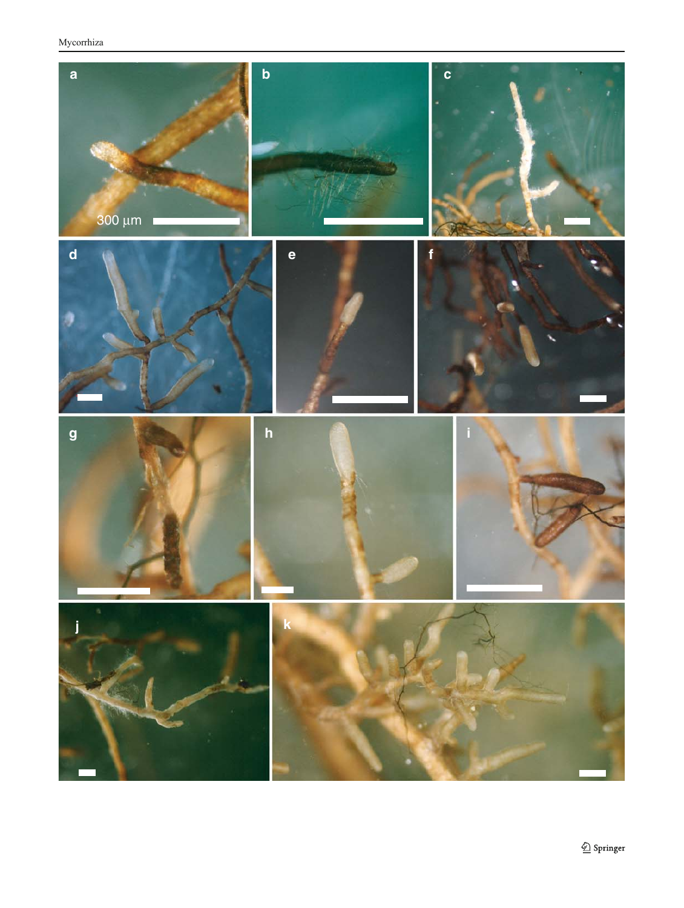a

300 μm

b

c

d

e

f

g

h

i

j

k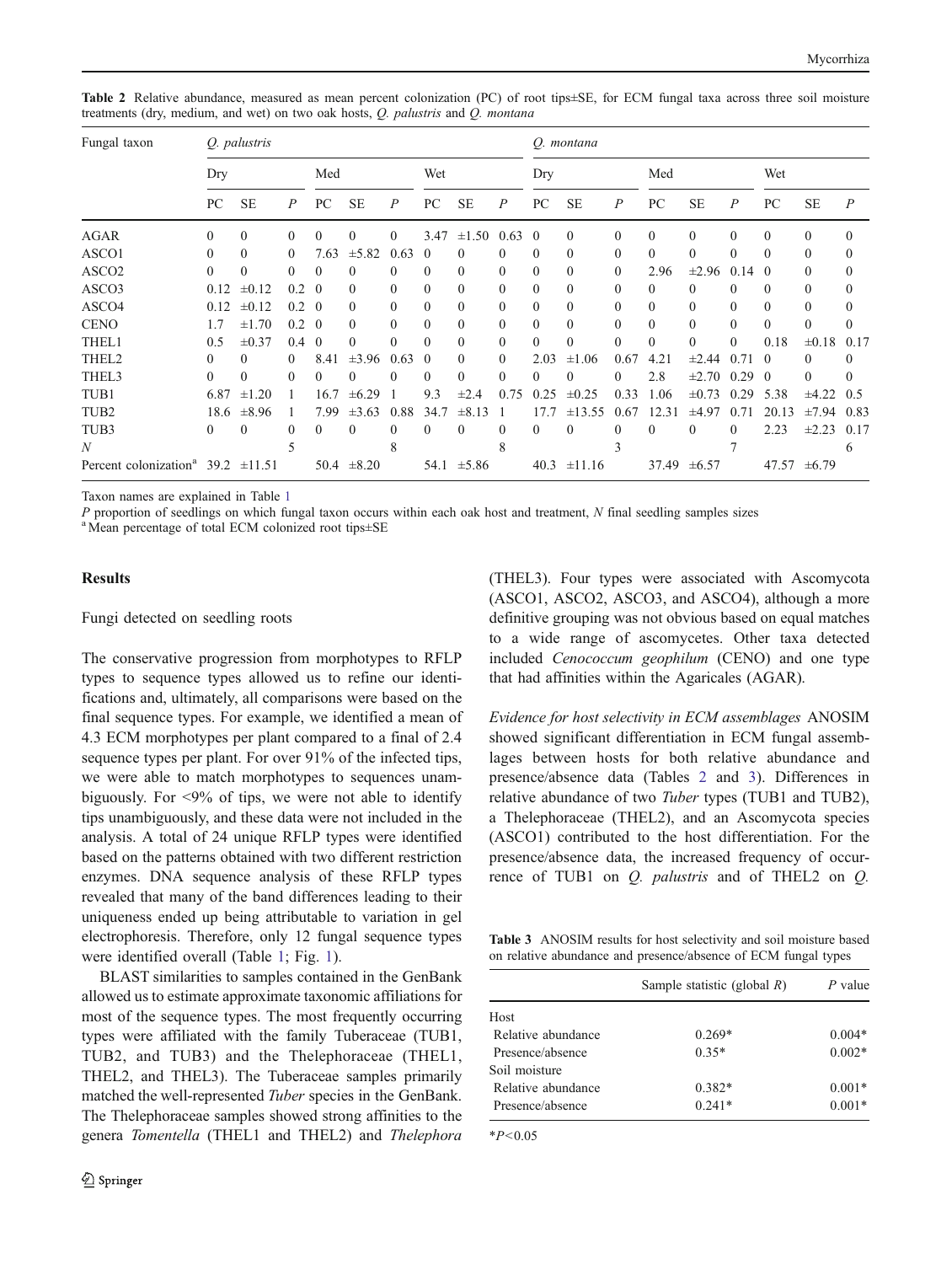**Table 2** Relative abundance, measured as mean percent colonization (PC) of root tips±SE, for ECM fungal taxa across three soil moisture treatments (dry, medium, and wet) on two oak hosts, *Q. palustris* and *Q. montana*

| Fungal taxon | *Q. palustris* | | | | | | | | | *Q. montana* | | | | | | | | |
|---|---|---|---|---|---|---|---|---|---|---|---|---|---|---|---|---|---|---|
| | Dry | | | Med | | | Wet | | | Dry | | | Med | | | Wet | | |
| | PC | SE | *P* | PC | SE | *P* | PC | SE | *P* | PC | SE | *P* | PC | SE | *P* | PC | SE | *P* |
| AGAR | 0 | 0 | 0 | 0 | 0 | 0 | 3.47 | ±1.50 | 0.63 | 0 | 0 | 0 | 0 | 0 | 0 | 0 | 0 | 0 |
| ASCO1 | 0 | 0 | 0 | 7.63 | ±5.82 | 0.63 | 0 | 0 | 0 | 0 | 0 | 0 | 0 | 0 | 0 | 0 | 0 | 0 |
| ASCO2 | 0 | 0 | 0 | 0 | 0 | 0 | 0 | 0 | 0 | 0 | 0 | 0 | 2.96 | ±2.96 | 0.14 | 0 | 0 | 0 |
| ASCO3 | 0.12 | ±0.12 | 0.2 | 0 | 0 | 0 | 0 | 0 | 0 | 0 | 0 | 0 | 0 | 0 | 0 | 0 | 0 | 0 |
| ASCO4 | 0.12 | ±0.12 | 0.2 | 0 | 0 | 0 | 0 | 0 | 0 | 0 | 0 | 0 | 0 | 0 | 0 | 0 | 0 | 0 |
| CENO | 1.7 | ±1.70 | 0.2 | 0 | 0 | 0 | 0 | 0 | 0 | 0 | 0 | 0 | 0 | 0 | 0 | 0 | 0 | 0 |
| THEL1 | 0.5 | ±0.37 | 0.4 | 0 | 0 | 0 | 0 | 0 | 0 | 0 | 0 | 0 | 0 | 0 | 0 | 0.18 | ±0.18 | 0.17 |
| THEL2 | 0 | 0 | 0 | 8.41 | ±3.96 | 0.63 | 0 | 0 | 0 | 2.03 | ±1.06 | 0.67 | 4.21 | ±2.44 | 0.71 | 0 | 0 | 0 |
| THEL3 | 0 | 0 | 0 | 0 | 0 | 0 | 0 | 0 | 0 | 0 | 0 | 0 | 2.8 | ±2.70 | 0.29 | 0 | 0 | 0 |
| TUB1 | 6.87 | ±1.20 | 1 | 16.7 | ±6.29 | 1 | 9.3 | ±2.4 | 0.75 | 0.25 | ±0.25 | 0.33 | 1.06 | ±0.73 | 0.29 | 5.38 | ±4.22 | 0.5 |
| TUB2 | 18.6 | ±8.96 | 1 | 7.99 | ±3.63 | 0.88 | 34.7 | ±8.13 | 1 | 17.7 | ±13.55 | 0.67 | 12.31 | ±4.97 | 0.71 | 20.13 | ±7.94 | 0.83 |
| TUB3 | 0 | 0 | 0 | 0 | 0 | 0 | 0 | 0 | 0 | 0 | 0 | 0 | 0 | 0 | 0 | 2.23 | ±2.23 | 0.17 |
| *N* | | | 5 | | | 8 | | | 8 | | | 3 | | | 7 | | | 6 |
| Percent colonization[a] | 39.2 | ±11.51 | | 50.4 | ±8.20 | | 54.1 | ±5.86 | | 40.3 | ±11.16 | | 37.49 | ±6.57 | | 47.57 | ±6.79 | |

Taxon names are explained in Table 1

*P* proportion of seedlings on which fungal taxon occurs within each oak host and treatment, *N* final seedling samples sizes

[a] Mean percentage of total ECM colonized root tips±SE

## Results

Fungi detected on seedling roots

The conservative progression from morphotypes to RFLP types to sequence types allowed us to refine our identifications and, ultimately, all comparisons were based on the final sequence types. For example, we identified a mean of 4.3 ECM morphotypes per plant compared to a final of 2.4 sequence types per plant. For over 91% of the infected tips, we were able to match morphotypes to sequences unambiguously. For <9% of tips, we were not able to identify tips unambiguously, and these data were not included in the analysis. A total of 24 unique RFLP types were identified based on the patterns obtained with two different restriction enzymes. DNA sequence analysis of these RFLP types revealed that many of the band differences leading to their uniqueness ended up being attributable to variation in gel electrophoresis. Therefore, only 12 fungal sequence types were identified overall (Table 1; Fig. 1).

BLAST similarities to samples contained in the GenBank allowed us to estimate approximate taxonomic affiliations for most of the sequence types. The most frequently occurring types were affiliated with the family Tuberaceae (TUB1, TUB2, and TUB3) and the Thelephoraceae (THEL1, THEL2, and THEL3). The Tuberaceae samples primarily matched the well-represented *Tuber* species in the GenBank. The Thelephoraceae samples showed strong affinities to the genera *Tomentella* (THEL1 and THEL2) and *Thelephora* (THEL3). Four types were associated with Ascomycota (ASCO1, ASCO2, ASCO3, and ASCO4), although a more definitive grouping was not obvious based on equal matches to a wide range of ascomycetes. Other taxa detected included *Cenococcum geophilum* (CENO) and one type that had affinities within the Agaricales (AGAR).

*Evidence for host selectivity in ECM assemblages* ANOSIM showed significant differentiation in ECM fungal assemblages between hosts for both relative abundance and presence/absence data (Tables 2 and 3). Differences in relative abundance of two *Tuber* types (TUB1 and TUB2), a Thelephoraceae (THEL2), and an Ascomycota species (ASCO1) contributed to the host differentiation. For the presence/absence data, the increased frequency of occurrence of TUB1 on *Q. palustris* and of THEL2 on *Q.*

**Table 3** ANOSIM results for host selectivity and soil moisture based on relative abundance and presence/absence of ECM fungal types

| | Sample statistic (global *R*) | *P* value |
|---|---|---|
| Host | | |
| Relative abundance | 0.269* | 0.004* |
| Presence/absence | 0.35* | 0.002* |
| Soil moisture | | |
| Relative abundance | 0.382* | 0.001* |
| Presence/absence | 0.241* | 0.001* |

*$P<0.05$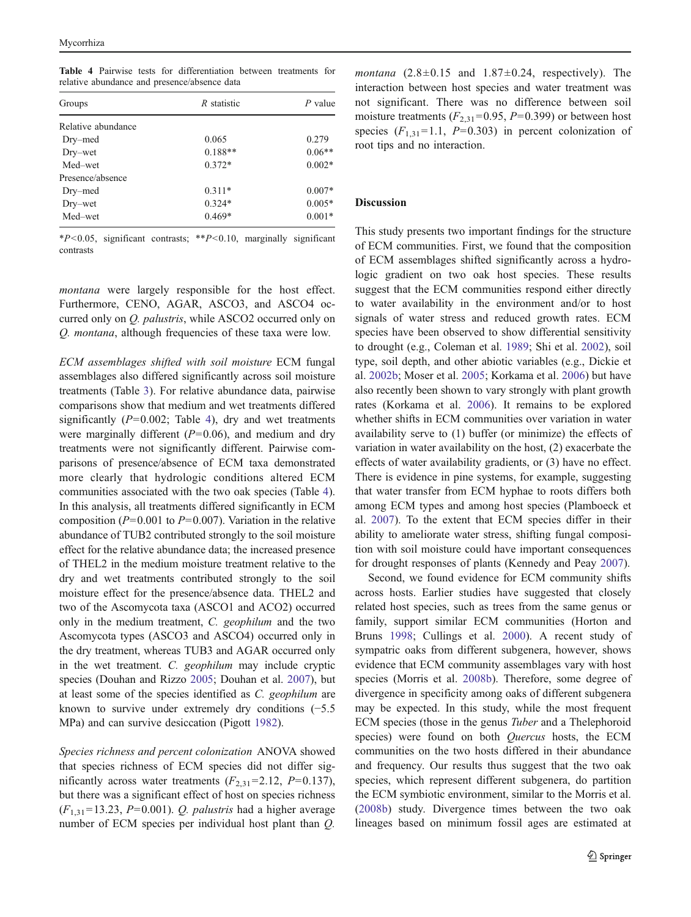**Table 4** Pairwise tests for differentiation between treatments for relative abundance and presence/absence data

| Groups | $R$ statistic | $P$ value |
|---|---|---|
| Relative abundance | | |
| Dry–med | 0.065 | 0.279 |
| Dry–wet | 0.188** | 0.06** |
| Med–wet | 0.372* | 0.002* |
| Presence/absence | | |
| Dry–med | 0.311* | 0.007* |
| Dry–wet | 0.324* | 0.005* |
| Med–wet | 0.469* | 0.001* |

*$P<0.05$, significant contrasts; **$P<0.10$, marginally significant contrasts

*montana* were largely responsible for the host effect. Furthermore, CENO, AGAR, ASCO3, and ASCO4 occurred only on *Q. palustris*, while ASCO2 occurred only on *Q. montana*, although frequencies of these taxa were low.

*ECM assemblages shifted with soil moisture* ECM fungal assemblages also differed significantly across soil moisture treatments (Table 3). For relative abundance data, pairwise comparisons show that medium and wet treatments differed significantly ($P=0.002$; Table 4), dry and wet treatments were marginally different ($P=0.06$), and medium and dry treatments were not significantly different. Pairwise comparisons of presence/absence of ECM taxa demonstrated more clearly that hydrologic conditions altered ECM communities associated with the two oak species (Table 4). In this analysis, all treatments differed significantly in ECM composition ($P=0.001$ to $P=0.007$). Variation in the relative abundance of TUB2 contributed strongly to the soil moisture effect for the relative abundance data; the increased presence of THEL2 in the medium moisture treatment relative to the dry and wet treatments contributed strongly to the soil moisture effect for the presence/absence data. THEL2 and two of the Ascomycota taxa (ASCO1 and ACO2) occurred only in the medium treatment, *C. geophilum* and the two Ascomycota types (ASCO3 and ASCO4) occurred only in the dry treatment, whereas TUB3 and AGAR occurred only in the wet treatment. *C. geophilum* may include cryptic species (Douhan and Rizzo 2005; Douhan et al. 2007), but at least some of the species identified as *C. geophilum* are known to survive under extremely dry conditions (−5.5 MPa) and can survive desiccation (Pigott 1982).

*Species richness and percent colonization* ANOVA showed that species richness of ECM species did not differ significantly across water treatments ($F_{2,31}=2.12$, $P=0.137$), but there was a significant effect of host on species richness ($F_{1,31}=13.23$, $P=0.001$). *Q. palustris* had a higher average number of ECM species per individual host plant than *Q. montana* (2.8±0.15 and 1.87±0.24, respectively). The interaction between host species and water treatment was not significant. There was no difference between soil moisture treatments ($F_{2,31}=0.95$, $P=0.399$) or between host species ($F_{1,31}=1.1$, $P=0.303$) in percent colonization of root tips and no interaction.

## Discussion

This study presents two important findings for the structure of ECM communities. First, we found that the composition of ECM assemblages shifted significantly across a hydrologic gradient on two oak host species. These results suggest that the ECM communities respond either directly to water availability in the environment and/or to host signals of water stress and reduced growth rates. ECM species have been observed to show differential sensitivity to drought (e.g., Coleman et al. 1989; Shi et al. 2002), soil type, soil depth, and other abiotic variables (e.g., Dickie et al. 2002b; Moser et al. 2005; Korkama et al. 2006) but have also recently been shown to vary strongly with plant growth rates (Korkama et al. 2006). It remains to be explored whether shifts in ECM communities over variation in water availability serve to (1) buffer (or minimize) the effects of variation in water availability on the host, (2) exacerbate the effects of water availability gradients, or (3) have no effect. There is evidence in pine systems, for example, suggesting that water transfer from ECM hyphae to roots differs both among ECM types and among host species (Plamboeck et al. 2007). To the extent that ECM species differ in their ability to ameliorate water stress, shifting fungal composition with soil moisture could have important consequences for drought responses of plants (Kennedy and Peay 2007).

Second, we found evidence for ECM community shifts across hosts. Earlier studies have suggested that closely related host species, such as trees from the same genus or family, support similar ECM communities (Horton and Bruns 1998; Cullings et al. 2000). A recent study of sympatric oaks from different subgenera, however, shows evidence that ECM community assemblages vary with host species (Morris et al. 2008b). Therefore, some degree of divergence in specificity among oaks of different subgenera may be expected. In this study, while the most frequent ECM species (those in the genus *Tuber* and a Thelephoroid species) were found on both *Quercus* hosts, the ECM communities on the two hosts differed in their abundance and frequency. Our results thus suggest that the two oak species, which represent different subgenera, do partition the ECM symbiotic environment, similar to the Morris et al. (2008b) study. Divergence times between the two oak lineages based on minimum fossil ages are estimated at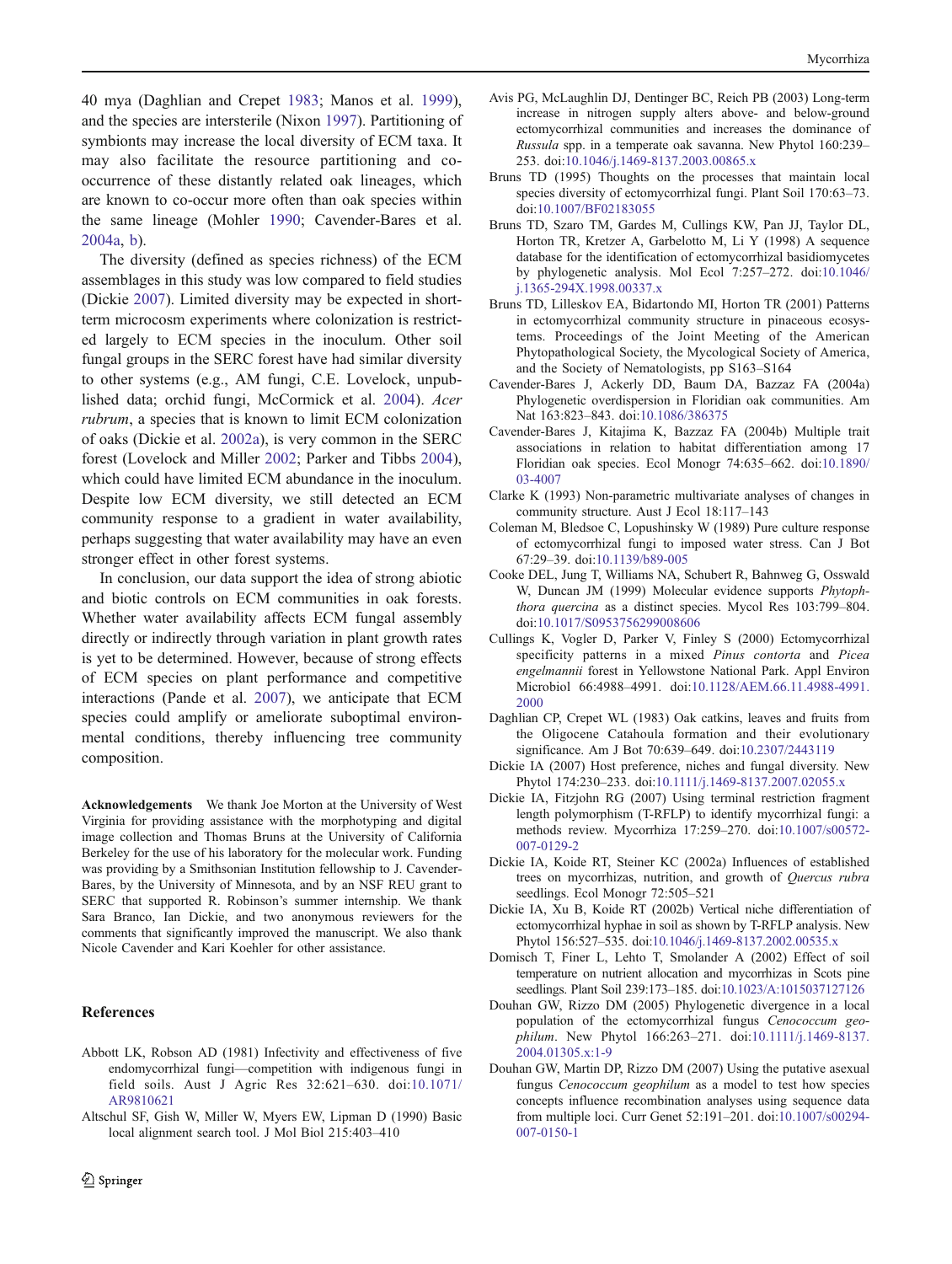40 mya (Daghlian and Crepet 1983; Manos et al. 1999), and the species are intersterile (Nixon 1997). Partitioning of symbionts may increase the local diversity of ECM taxa. It may also facilitate the resource partitioning and co-occurrence of these distantly related oak lineages, which are known to co-occur more often than oak species within the same lineage (Mohler 1990; Cavender-Bares et al. 2004a, b).

The diversity (defined as species richness) of the ECM assemblages in this study was low compared to field studies (Dickie 2007). Limited diversity may be expected in short-term microcosm experiments where colonization is restricted largely to ECM species in the inoculum. Other soil fungal groups in the SERC forest have had similar diversity to other systems (e.g., AM fungi, C.E. Lovelock, unpublished data; orchid fungi, McCormick et al. 2004). *Acer rubrum*, a species that is known to limit ECM colonization of oaks (Dickie et al. 2002a), is very common in the SERC forest (Lovelock and Miller 2002; Parker and Tibbs 2004), which could have limited ECM abundance in the inoculum. Despite low ECM diversity, we still detected an ECM community response to a gradient in water availability, perhaps suggesting that water availability may have an even stronger effect in other forest systems.

In conclusion, our data support the idea of strong abiotic and biotic controls on ECM communities in oak forests. Whether water availability affects ECM fungal assembly directly or indirectly through variation in plant growth rates is yet to be determined. However, because of strong effects of ECM species on plant performance and competitive interactions (Pande et al. 2007), we anticipate that ECM species could amplify or ameliorate suboptimal environmental conditions, thereby influencing tree community composition.

**Acknowledgements** We thank Joe Morton at the University of West Virginia for providing assistance with the morphotyping and digital image collection and Thomas Bruns at the University of California Berkeley for the use of his laboratory for the molecular work. Funding was providing by a Smithsonian Institution fellowship to J. Cavender-Bares, by the University of Minnesota, and by an NSF REU grant to SERC that supported R. Robinson's summer internship. We thank Sara Branco, Ian Dickie, and two anonymous reviewers for the comments that significantly improved the manuscript. We also thank Nicole Cavender and Kari Koehler for other assistance.

## References

Abbott LK, Robson AD (1981) Infectivity and effectiveness of five endomycorrhizal fungi—competition with indigenous fungi in field soils. Aust J Agric Res 32:621–630. doi:10.1071/AR9810621

Altschul SF, Gish W, Miller W, Myers EW, Lipman D (1990) Basic local alignment search tool. J Mol Biol 215:403–410

Avis PG, McLaughlin DJ, Dentinger BC, Reich PB (2003) Long-term increase in nitrogen supply alters above- and below-ground ectomycorrhizal communities and increases the dominance of *Russula* spp. in a temperate oak savanna. New Phytol 160:239–253. doi:10.1046/j.1469-8137.2003.00865.x

Bruns TD (1995) Thoughts on the processes that maintain local species diversity of ectomycorrhizal fungi. Plant Soil 170:63–73. doi:10.1007/BF02183055

Bruns TD, Szaro TM, Gardes M, Cullings KW, Pan JJ, Taylor DL, Horton TR, Kretzer A, Garbelotto M, Li Y (1998) A sequence database for the identification of ectomycorrhizal basidiomycetes by phylogenetic analysis. Mol Ecol 7:257–272. doi:10.1046/j.1365-294X.1998.00337.x

Bruns TD, Lilleskov EA, Bidartondo MI, Horton TR (2001) Patterns in ectomycorrhizal community structure in pinaceous ecosystems. Proceedings of the Joint Meeting of the American Phytopathological Society, the Mycological Society of America, and the Society of Nematologists, pp S163–S164

Cavender-Bares J, Ackerly DD, Baum DA, Bazzaz FA (2004a) Phylogenetic overdispersion in Floridian oak communities. Am Nat 163:823–843. doi:10.1086/386375

Cavender-Bares J, Kitajima K, Bazzaz FA (2004b) Multiple trait associations in relation to habitat differentiation among 17 Floridian oak species. Ecol Monogr 74:635–662. doi:10.1890/03-4007

Clarke K (1993) Non-parametric multivariate analyses of changes in community structure. Aust J Ecol 18:117–143

Coleman M, Bledsoe C, Lopushinsky W (1989) Pure culture response of ectomycorrhizal fungi to imposed water stress. Can J Bot 67:29–39. doi:10.1139/b89-005

Cooke DEL, Jung T, Williams NA, Schubert R, Bahnweg G, Osswald W, Duncan JM (1999) Molecular evidence supports *Phytophthora quercina* as a distinct species. Mycol Res 103:799–804. doi:10.1017/S0953756299008606

Cullings K, Vogler D, Parker V, Finley S (2000) Ectomycorrhizal specificity patterns in a mixed *Pinus contorta* and *Picea engelmannii* forest in Yellowstone National Park. Appl Environ Microbiol 66:4988–4991. doi:10.1128/AEM.66.11.4988-4991.2000

Daghlian CP, Crepet WL (1983) Oak catkins, leaves and fruits from the Oligocene Catahoula formation and their evolutionary significance. Am J Bot 70:639–649. doi:10.2307/2443119

Dickie IA (2007) Host preference, niches and fungal diversity. New Phytol 174:230–233. doi:10.1111/j.1469-8137.2007.02055.x

Dickie IA, Fitzjohn RG (2007) Using terminal restriction fragment length polymorphism (T-RFLP) to identify mycorrhizal fungi: a methods review. Mycorrhiza 17:259–270. doi:10.1007/s00572-007-0129-2

Dickie IA, Koide RT, Steiner KC (2002a) Influences of established trees on mycorrhizas, nutrition, and growth of *Quercus rubra* seedlings. Ecol Monogr 72:505–521

Dickie IA, Xu B, Koide RT (2002b) Vertical niche differentiation of ectomycorrhizal hyphae in soil as shown by T-RFLP analysis. New Phytol 156:527–535. doi:10.1046/j.1469-8137.2002.00535.x

Domisch T, Finer L, Lehto T, Smolander A (2002) Effect of soil temperature on nutrient allocation and mycorrhizas in Scots pine seedlings. Plant Soil 239:173–185. doi:10.1023/A:1015037127126

Douhan GW, Rizzo DM (2005) Phylogenetic divergence in a local population of the ectomycorrhizal fungus *Cenococcum geophilum*. New Phytol 166:263–271. doi:10.1111/j.1469-8137.2004.01305.x:1-9

Douhan GW, Martin DP, Rizzo DM (2007) Using the putative asexual fungus *Cenococcum geophilum* as a model to test how species concepts influence recombination analyses using sequence data from multiple loci. Curr Genet 52:191–201. doi:10.1007/s00294-007-0150-1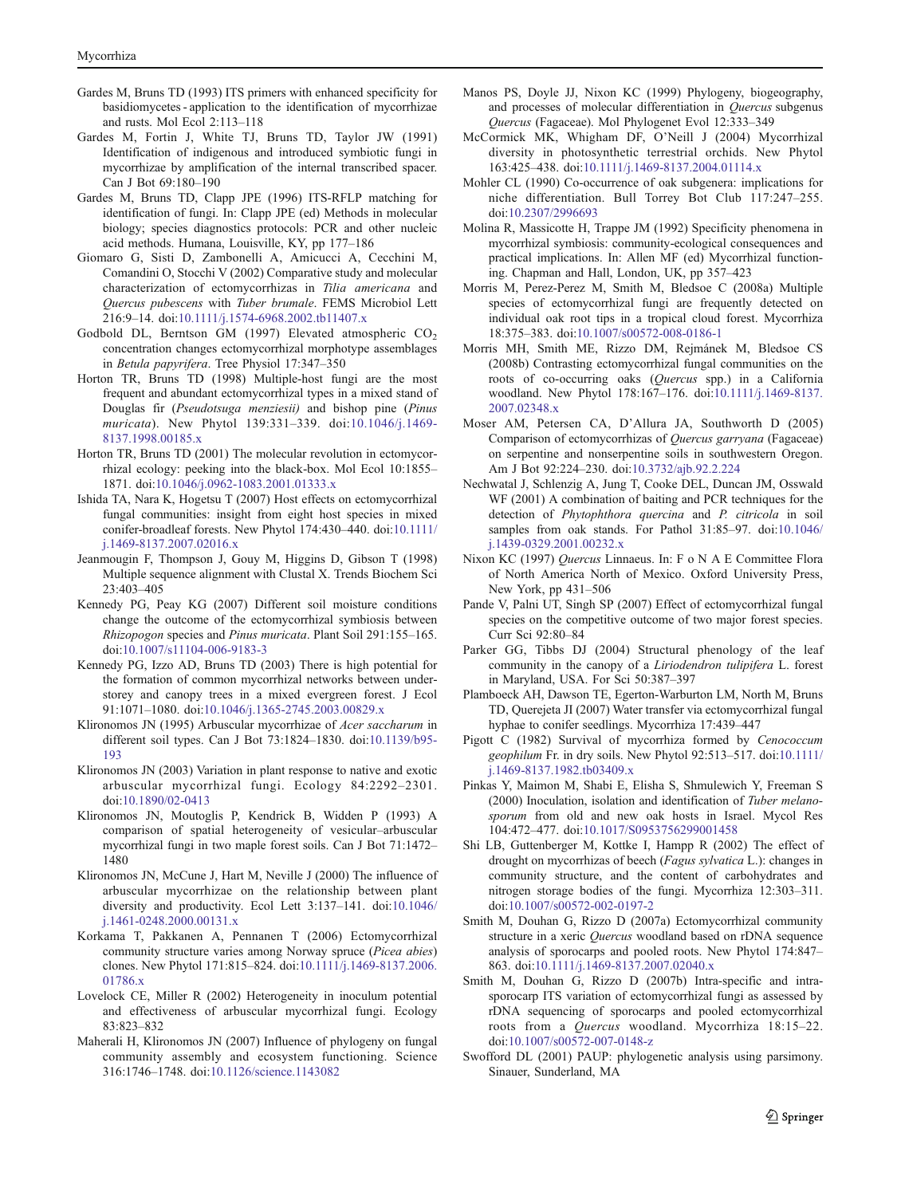Gardes M, Bruns TD (1993) ITS primers with enhanced specificity for basidiomycetes - application to the identification of mycorrhizae and rusts. Mol Ecol 2:113–118

Gardes M, Fortin J, White TJ, Bruns TD, Taylor JW (1991) Identification of indigenous and introduced symbiotic fungi in mycorrhizae by amplification of the internal transcribed spacer. Can J Bot 69:180–190

Gardes M, Bruns TD, Clapp JPE (1996) ITS-RFLP matching for identification of fungi. In: Clapp JPE (ed) Methods in molecular biology; species diagnostics protocols: PCR and other nucleic acid methods. Humana, Louisville, KY, pp 177–186

Giomaro G, Sisti D, Zambonelli A, Amicucci A, Cecchini M, Comandini O, Stocchi V (2002) Comparative study and molecular characterization of ectomycorrhizas in *Tilia americana* and *Quercus pubescens* with *Tuber brumale*. FEMS Microbiol Lett 216:9–14. doi:10.1111/j.1574-6968.2002.tb11407.x

Godbold DL, Berntson GM (1997) Elevated atmospheric $CO_2$ concentration changes ectomycorrhizal morphotype assemblages in *Betula papyrifera*. Tree Physiol 17:347–350

Horton TR, Bruns TD (1998) Multiple-host fungi are the most frequent and abundant ectomycorrhizal types in a mixed stand of Douglas fir (*Pseudotsuga menziesii)* and bishop pine (*Pinus muricata*). New Phytol 139:331–339. doi:10.1046/j.1469-8137.1998.00185.x

Horton TR, Bruns TD (2001) The molecular revolution in ectomycorrhizal ecology: peeking into the black-box. Mol Ecol 10:1855–1871. doi:10.1046/j.0962-1083.2001.01333.x

Ishida TA, Nara K, Hogetsu T (2007) Host effects on ectomycorrhizal fungal communities: insight from eight host species in mixed conifer-broadleaf forests. New Phytol 174:430–440. doi:10.1111/j.1469-8137.2007.02016.x

Jeanmougin F, Thompson J, Gouy M, Higgins D, Gibson T (1998) Multiple sequence alignment with Clustal X. Trends Biochem Sci 23:403–405

Kennedy PG, Peay KG (2007) Different soil moisture conditions change the outcome of the ectomycorrhizal symbiosis between *Rhizopogon* species and *Pinus muricata*. Plant Soil 291:155–165. doi:10.1007/s11104-006-9183-3

Kennedy PG, Izzo AD, Bruns TD (2003) There is high potential for the formation of common mycorrhizal networks between understorey and canopy trees in a mixed evergreen forest. J Ecol 91:1071–1080. doi:10.1046/j.1365-2745.2003.00829.x

Klironomos JN (1995) Arbuscular mycorrhizae of *Acer saccharum* in different soil types. Can J Bot 73:1824–1830. doi:10.1139/b95-193

Klironomos JN (2003) Variation in plant response to native and exotic arbuscular mycorrhizal fungi. Ecology 84:2292–2301. doi:10.1890/02-0413

Klironomos JN, Moutoglis P, Kendrick B, Widden P (1993) A comparison of spatial heterogeneity of vesicular–arbuscular mycorrhizal fungi in two maple forest soils. Can J Bot 71:1472–1480

Klironomos JN, McCune J, Hart M, Neville J (2000) The influence of arbuscular mycorrhizae on the relationship between plant diversity and productivity. Ecol Lett 3:137–141. doi:10.1046/j.1461-0248.2000.00131.x

Korkama T, Pakkanen A, Pennanen T (2006) Ectomycorrhizal community structure varies among Norway spruce (*Picea abies*) clones. New Phytol 171:815–824. doi:10.1111/j.1469-8137.2006.01786.x

Lovelock CE, Miller R (2002) Heterogeneity in inoculum potential and effectiveness of arbuscular mycorrhizal fungi. Ecology 83:823–832

Maherali H, Klironomos JN (2007) Influence of phylogeny on fungal community assembly and ecosystem functioning. Science 316:1746–1748. doi:10.1126/science.1143082

Manos PS, Doyle JJ, Nixon KC (1999) Phylogeny, biogeography, and processes of molecular differentiation in *Quercus* subgenus *Quercus* (Fagaceae). Mol Phylogenet Evol 12:333–349

McCormick MK, Whigham DF, O'Neill J (2004) Mycorrhizal diversity in photosynthetic terrestrial orchids. New Phytol 163:425–438. doi:10.1111/j.1469-8137.2004.01114.x

Mohler CL (1990) Co-occurrence of oak subgenera: implications for niche differentiation. Bull Torrey Bot Club 117:247–255. doi:10.2307/2996693

Molina R, Massicotte H, Trappe JM (1992) Specificity phenomena in mycorrhizal symbiosis: community-ecological consequences and practical implications. In: Allen MF (ed) Mycorrhizal functioning. Chapman and Hall, London, UK, pp 357–423

Morris M, Perez-Perez M, Smith M, Bledsoe C (2008a) Multiple species of ectomycorrhizal fungi are frequently detected on individual oak root tips in a tropical cloud forest. Mycorrhiza 18:375–383. doi:10.1007/s00572-008-0186-1

Morris MH, Smith ME, Rizzo DM, Rejmánek M, Bledsoe CS (2008b) Contrasting ectomycorrhizal fungal communities on the roots of co-occurring oaks (*Quercus* spp.) in a California woodland. New Phytol 178:167–176. doi:10.1111/j.1469-8137.2007.02348.x

Moser AM, Petersen CA, D'Allura JA, Southworth D (2005) Comparison of ectomycorrhizas of *Quercus garryana* (Fagaceae) on serpentine and nonserpentine soils in southwestern Oregon. Am J Bot 92:224–230. doi:10.3732/ajb.92.2.224

Nechwatal J, Schlenzig A, Jung T, Cooke DEL, Duncan JM, Osswald WF (2001) A combination of baiting and PCR techniques for the detection of *Phytophthora quercina* and *P. citricola* in soil samples from oak stands. For Pathol 31:85–97. doi:10.1046/j.1439-0329.2001.00232.x

Nixon KC (1997) *Quercus* Linnaeus. In: F o N A E Committee Flora of North America North of Mexico. Oxford University Press, New York, pp 431–506

Pande V, Palni UT, Singh SP (2007) Effect of ectomycorrhizal fungal species on the competitive outcome of two major forest species. Curr Sci 92:80–84

Parker GG, Tibbs DJ (2004) Structural phenology of the leaf community in the canopy of a *Liriodendron tulipifera* L. forest in Maryland, USA. For Sci 50:387–397

Plamboeck AH, Dawson TE, Egerton-Warburton LM, North M, Bruns TD, Querejeta JI (2007) Water transfer via ectomycorrhizal fungal hyphae to conifer seedlings. Mycorrhiza 17:439–447

Pigott C (1982) Survival of mycorrhiza formed by *Cenococcum geophilum* Fr. in dry soils. New Phytol 92:513–517. doi:10.1111/j.1469-8137.1982.tb03409.x

Pinkas Y, Maimon M, Shabi E, Elisha S, Shmulewich Y, Freeman S (2000) Inoculation, isolation and identification of *Tuber melanosporum* from old and new oak hosts in Israel. Mycol Res 104:472–477. doi:10.1017/S0953756299001458

Shi LB, Guttenberger M, Kottke I, Hampp R (2002) The effect of drought on mycorrhizas of beech (*Fagus sylvatica* L.): changes in community structure, and the content of carbohydrates and nitrogen storage bodies of the fungi. Mycorrhiza 12:303–311. doi:10.1007/s00572-002-0197-2

Smith M, Douhan G, Rizzo D (2007a) Ectomycorrhizal community structure in a xeric *Quercus* woodland based on rDNA sequence analysis of sporocarps and pooled roots. New Phytol 174:847–863. doi:10.1111/j.1469-8137.2007.02040.x

Smith M, Douhan G, Rizzo D (2007b) Intra-specific and intra-sporocarp ITS variation of ectomycorrhizal fungi as assessed by rDNA sequencing of sporocarps and pooled ectomycorrhizal roots from a *Quercus* woodland. Mycorrhiza 18:15–22. doi:10.1007/s00572-007-0148-z

Swofford DL (2001) PAUP: phylogenetic analysis using parsimony. Sinauer, Sunderland, MA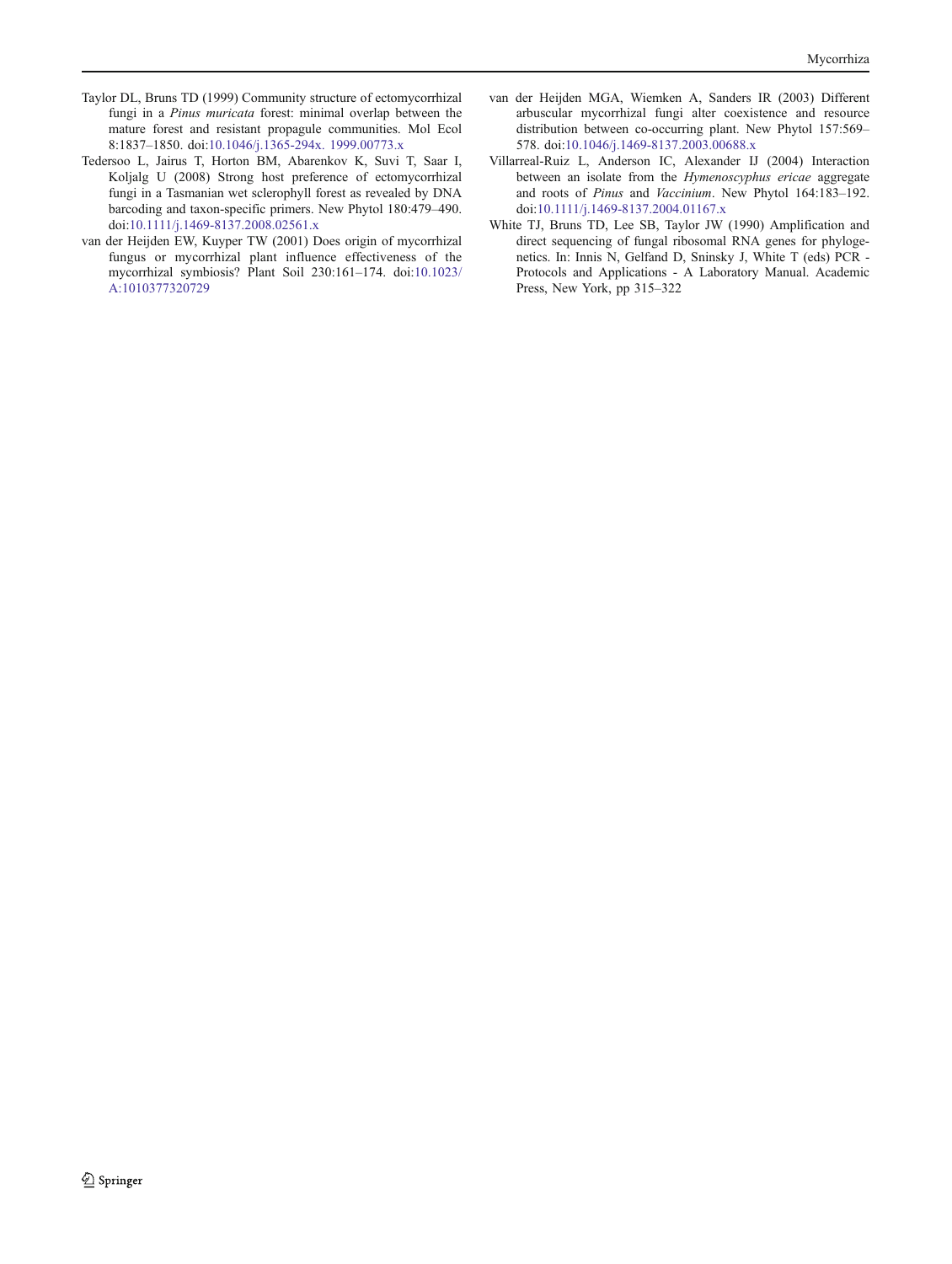Taylor DL, Bruns TD (1999) Community structure of ectomycorrhizal fungi in a *Pinus muricata* forest: minimal overlap between the mature forest and resistant propagule communities. Mol Ecol 8:1837–1850. doi:10.1046/j.1365-294x. 1999.00773.x

Tedersoo L, Jairus T, Horton BM, Abarenkov K, Suvi T, Saar I, Koljalg U (2008) Strong host preference of ectomycorrhizal fungi in a Tasmanian wet sclerophyll forest as revealed by DNA barcoding and taxon-specific primers. New Phytol 180:479–490. doi:10.1111/j.1469-8137.2008.02561.x

van der Heijden EW, Kuyper TW (2001) Does origin of mycorrhizal fungus or mycorrhizal plant influence effectiveness of the mycorrhizal symbiosis? Plant Soil 230:161–174. doi:10.1023/A:1010377320729

van der Heijden MGA, Wiemken A, Sanders IR (2003) Different arbuscular mycorrhizal fungi alter coexistence and resource distribution between co-occurring plant. New Phytol 157:569–578. doi:10.1046/j.1469-8137.2003.00688.x

Villarreal-Ruiz L, Anderson IC, Alexander IJ (2004) Interaction between an isolate from the *Hymenoscyphus ericae* aggregate and roots of *Pinus* and *Vaccinium*. New Phytol 164:183–192. doi:10.1111/j.1469-8137.2004.01167.x

White TJ, Bruns TD, Lee SB, Taylor JW (1990) Amplification and direct sequencing of fungal ribosomal RNA genes for phylogenetics. In: Innis N, Gelfand D, Sninsky J, White T (eds) PCR - Protocols and Applications - A Laboratory Manual. Academic Press, New York, pp 315–322